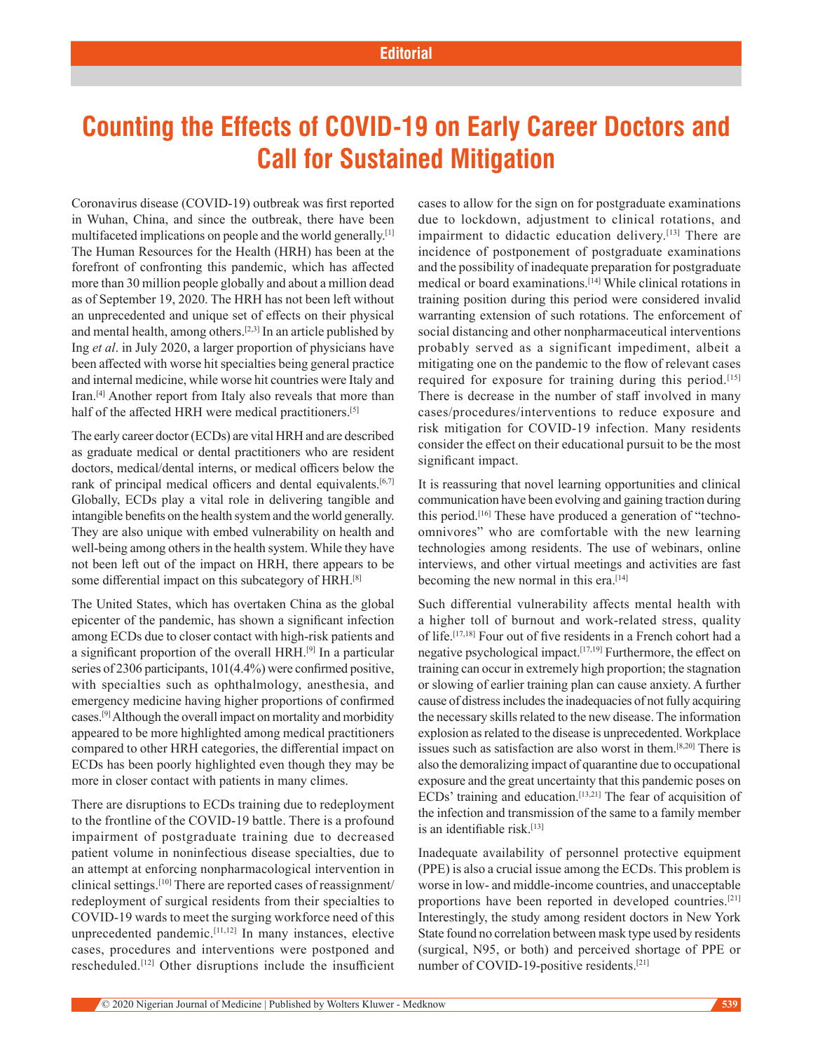Editorial

# Counting the Effects of COVID-19 on Early Career Doctors and Call for Sustained Mitigation

Coronavirus disease (COVID-19) outbreak was first reported in Wuhan, China, and since the outbreak, there have been multifaceted implications on people and the world generally.[1] The Human Resources for the Health (HRH) has been at the forefront of confronting this pandemic, which has affected more than 30 million people globally and about a million dead as of September 19, 2020. The HRH has not been left without an unprecedented and unique set of effects on their physical and mental health, among others.[2,3] In an article published by Ing *et al*. in July 2020, a larger proportion of physicians have been affected with worse hit specialties being general practice and internal medicine, while worse hit countries were Italy and Iran.[4] Another report from Italy also reveals that more than half of the affected HRH were medical practitioners.[5]

The early career doctor (ECDs) are vital HRH and are described as graduate medical or dental practitioners who are resident doctors, medical/dental interns, or medical officers below the rank of principal medical officers and dental equivalents.[6,7] Globally, ECDs play a vital role in delivering tangible and intangible benefits on the health system and the world generally. They are also unique with embed vulnerability on health and well-being among others in the health system. While they have not been left out of the impact on HRH, there appears to be some differential impact on this subcategory of HRH.[8]

The United States, which has overtaken China as the global epicenter of the pandemic, has shown a significant infection among ECDs due to closer contact with high-risk patients and a significant proportion of the overall HRH.[9] In a particular series of 2306 participants, 101(4.4%) were confirmed positive, with specialties such as ophthalmology, anesthesia, and emergency medicine having higher proportions of confirmed cases.[9] Although the overall impact on mortality and morbidity appeared to be more highlighted among medical practitioners compared to other HRH categories, the differential impact on ECDs has been poorly highlighted even though they may be more in closer contact with patients in many climes.

There are disruptions to ECDs training due to redeployment to the frontline of the COVID-19 battle. There is a profound impairment of postgraduate training due to decreased patient volume in noninfectious disease specialties, due to an attempt at enforcing nonpharmacological intervention in clinical settings.[10] There are reported cases of reassignment/redeployment of surgical residents from their specialties to COVID-19 wards to meet the surging workforce need of this unprecedented pandemic.[11,12] In many instances, elective cases, procedures and interventions were postponed and rescheduled.[12] Other disruptions include the insufficient cases to allow for the sign on for postgraduate examinations due to lockdown, adjustment to clinical rotations, and impairment to didactic education delivery.[13] There are incidence of postponement of postgraduate examinations and the possibility of inadequate preparation for postgraduate medical or board examinations.[14] While clinical rotations in training position during this period were considered invalid warranting extension of such rotations. The enforcement of social distancing and other nonpharmaceutical interventions probably served as a significant impediment, albeit a mitigating one on the pandemic to the flow of relevant cases required for exposure for training during this period.[15] There is decrease in the number of staff involved in many cases/procedures/interventions to reduce exposure and risk mitigation for COVID-19 infection. Many residents consider the effect on their educational pursuit to be the most significant impact.

It is reassuring that novel learning opportunities and clinical communication have been evolving and gaining traction during this period.[16] These have produced a generation of "techno-omnivores" who are comfortable with the new learning technologies among residents. The use of webinars, online interviews, and other virtual meetings and activities are fast becoming the new normal in this era.[14]

Such differential vulnerability affects mental health with a higher toll of burnout and work-related stress, quality of life.[17,18] Four out of five residents in a French cohort had a negative psychological impact.[17,19] Furthermore, the effect on training can occur in extremely high proportion; the stagnation or slowing of earlier training plan can cause anxiety. A further cause of distress includes the inadequacies of not fully acquiring the necessary skills related to the new disease. The information explosion as related to the disease is unprecedented. Workplace issues such as satisfaction are also worst in them.[8,20] There is also the demoralizing impact of quarantine due to occupational exposure and the great uncertainty that this pandemic poses on ECDs' training and education.[13,21] The fear of acquisition of the infection and transmission of the same to a family member is an identifiable risk.[13]

Inadequate availability of personnel protective equipment (PPE) is also a crucial issue among the ECDs. This problem is worse in low- and middle-income countries, and unacceptable proportions have been reported in developed countries.[21] Interestingly, the study among resident doctors in New York State found no correlation between mask type used by residents (surgical, N95, or both) and perceived shortage of PPE or number of COVID-19-positive residents.[21]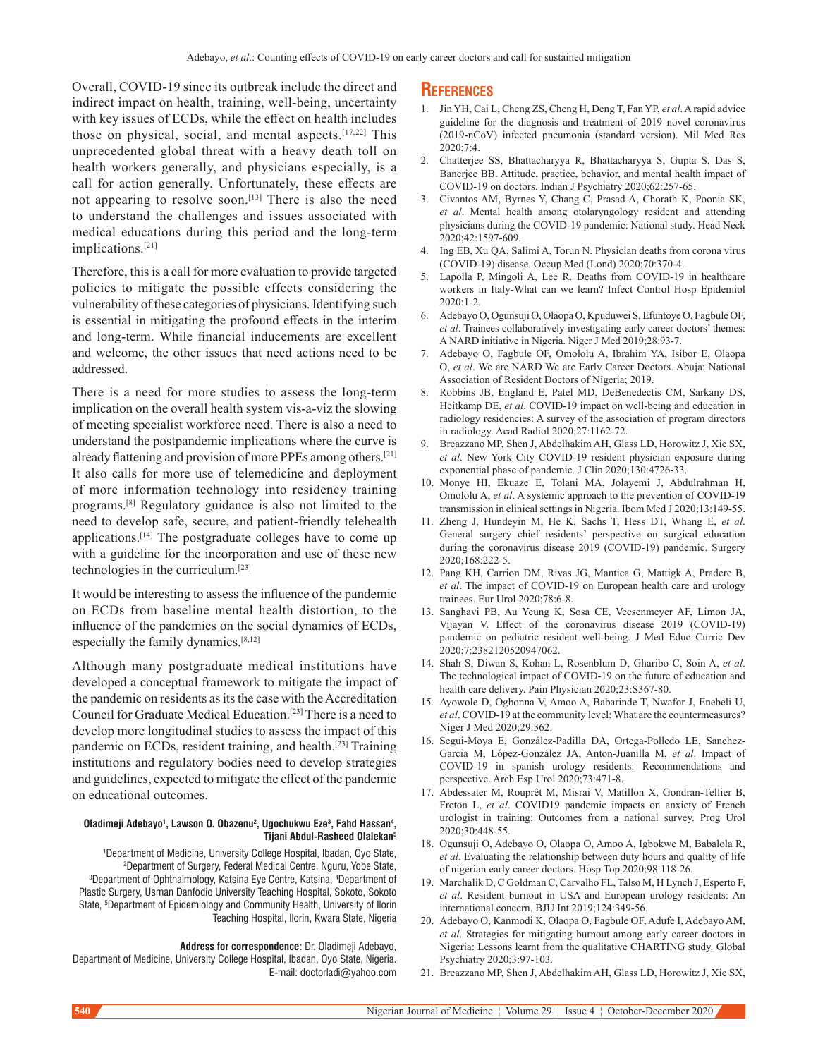Overall, COVID-19 since its outbreak include the direct and indirect impact on health, training, well-being, uncertainty with key issues of ECDs, while the effect on health includes those on physical, social, and mental aspects.[17,22] This unprecedented global threat with a heavy death toll on health workers generally, and physicians especially, is a call for action generally. Unfortunately, these effects are not appearing to resolve soon.[13] There is also the need to understand the challenges and issues associated with medical educations during this period and the long-term implications.[21]

Therefore, this is a call for more evaluation to provide targeted policies to mitigate the possible effects considering the vulnerability of these categories of physicians. Identifying such is essential in mitigating the profound effects in the interim and long-term. While financial inducements are excellent and welcome, the other issues that need actions need to be addressed.

There is a need for more studies to assess the long-term implication on the overall health system vis-a-viz the slowing of meeting specialist workforce need. There is also a need to understand the postpandemic implications where the curve is already flattening and provision of more PPEs among others.[21] It also calls for more use of telemedicine and deployment of more information technology into residency training programs.[8] Regulatory guidance is also not limited to the need to develop safe, secure, and patient-friendly telehealth applications.[14] The postgraduate colleges have to come up with a guideline for the incorporation and use of these new technologies in the curriculum.[23]

It would be interesting to assess the influence of the pandemic on ECDs from baseline mental health distortion, to the influence of the pandemics on the social dynamics of ECDs, especially the family dynamics.[8,12]

Although many postgraduate medical institutions have developed a conceptual framework to mitigate the impact of the pandemic on residents as its the case with the Accreditation Council for Graduate Medical Education.[23] There is a need to develop more longitudinal studies to assess the impact of this pandemic on ECDs, resident training, and health.[23] Training institutions and regulatory bodies need to develop strategies and guidelines, expected to mitigate the effect of the pandemic on educational outcomes.

**Oladimeji Adebayo[1], Lawson O. Obazenu[2], Ugochukwu Eze[3], Fahd Hassan[4], Tijani Abdul-Rasheed Olalekan[5]**

[1]Department of Medicine, University College Hospital, Ibadan, Oyo State, [2]Department of Surgery, Federal Medical Centre, Nguru, Yobe State, [3]Department of Ophthalmology, Katsina Eye Centre, Katsina, [4]Department of Plastic Surgery, Usman Danfodio University Teaching Hospital, Sokoto, Sokoto State, [5]Department of Epidemiology and Community Health, University of Ilorin Teaching Hospital, Ilorin, Kwara State, Nigeria

**Address for correspondence:** Dr. Oladimeji Adebayo, Department of Medicine, University College Hospital, Ibadan, Oyo State, Nigeria. E-mail: doctorladi@yahoo.com

## References

1. Jin YH, Cai L, Cheng ZS, Cheng H, Deng T, Fan YP, *et al*. A rapid advice guideline for the diagnosis and treatment of 2019 novel coronavirus (2019-nCoV) infected pneumonia (standard version). Mil Med Res 2020;7:4.
2. Chatterjee SS, Bhattacharyya R, Bhattacharyya S, Gupta S, Das S, Banerjee BB. Attitude, practice, behavior, and mental health impact of COVID-19 on doctors. Indian J Psychiatry 2020;62:257-65.
3. Civantos AM, Byrnes Y, Chang C, Prasad A, Chorath K, Poonia SK, *et al*. Mental health among otolaryngology resident and attending physicians during the COVID-19 pandemic: National study. Head Neck 2020;42:1597-609.
4. Ing EB, Xu QA, Salimi A, Torun N. Physician deaths from corona virus (COVID-19) disease. Occup Med (Lond) 2020;70:370-4.
5. Lapolla P, Mingoli A, Lee R. Deaths from COVID-19 in healthcare workers in Italy-What can we learn? Infect Control Hosp Epidemiol 2020:1-2.
6. Adebayo O, Ogunsuji O, Olaopa O, Kpuduwei S, Efuntoye O, Fagbule OF, *et al*. Trainees collaboratively investigating early career doctors' themes: A NARD initiative in Nigeria. Niger J Med 2019;28:93-7.
7. Adebayo O, Fagbule OF, Omololu A, Ibrahim YA, Isibor E, Olaopa O, *et al*. We are NARD We are Early Career Doctors. Abuja: National Association of Resident Doctors of Nigeria; 2019.
8. Robbins JB, England E, Patel MD, DeBenedectis CM, Sarkany DS, Heitkamp DE, *et al*. COVID-19 impact on well-being and education in radiology residencies: A survey of the association of program directors in radiology. Acad Radiol 2020;27:1162-72.
9. Breazzano MP, Shen J, Abdelhakim AH, Glass LD, Horowitz J, Xie SX, *et al*. New York City COVID-19 resident physician exposure during exponential phase of pandemic. J Clin 2020;130:4726-33.
10. Monye HI, Ekuaze E, Tolani MA, Jolayemi J, Abdulrahman H, Omololu A, *et al*. A systemic approach to the prevention of COVID-19 transmission in clinical settings in Nigeria. Ibom Med J 2020;13:149-55.
11. Zheng J, Hundeyin M, He K, Sachs T, Hess DT, Whang E, *et al*. General surgery chief residents' perspective on surgical education during the coronavirus disease 2019 (COVID-19) pandemic. Surgery 2020;168:222-5.
12. Pang KH, Carrion DM, Rivas JG, Mantica G, Mattigk A, Pradere B, *et al*. The impact of COVID-19 on European health care and urology trainees. Eur Urol 2020;78:6-8.
13. Sanghavi PB, Au Yeung K, Sosa CE, Veesenmeyer AF, Limon JA, Vijayan V. Effect of the coronavirus disease 2019 (COVID-19) pandemic on pediatric resident well-being. J Med Educ Curric Dev 2020;7:2382120520947062.
14. Shah S, Diwan S, Kohan L, Rosenblum D, Gharibo C, Soin A, *et al*. The technological impact of COVID-19 on the future of education and health care delivery. Pain Physician 2020;23:S367-80.
15. Ayowole D, Ogbonna V, Amoo A, Babarinde T, Nwafor J, Enebeli U, *et al*. COVID-19 at the community level: What are the countermeasures? Niger J Med 2020;29:362.
16. Segui-Moya E, González-Padilla DA, Ortega-Polledo LE, Sanchez-Garcia M, López-González JA, Anton-Juanilla M, *et al*. Impact of COVID-19 in spanish urology residents: Recommendations and perspective. Arch Esp Urol 2020;73:471-8.
17. Abdessater M, Rouprêt M, Misrai V, Matillon X, Gondran-Tellier B, Freton L, *et al*. COVID19 pandemic impacts on anxiety of French urologist in training: Outcomes from a national survey. Prog Urol 2020;30:448-55.
18. Ogunsuji O, Adebayo O, Olaopa O, Amoo A, Igbokwe M, Babalola R, *et al*. Evaluating the relationship between duty hours and quality of life of nigerian early career doctors. Hosp Top 2020;98:118-26.
19. Marchalik D, C Goldman C, Carvalho FL, Talso M, H Lynch J, Esperto F, *et al*. Resident burnout in USA and European urology residents: An international concern. BJU Int 2019;124:349-56.
20. Adebayo O, Kanmodi K, Olaopa O, Fagbule OF, Adufe I, Adebayo AM, *et al*. Strategies for mitigating burnout among early career doctors in Nigeria: Lessons learnt from the qualitative CHARTING study. Global Psychiatry 2020;3:97-103.
21. Breazzano MP, Shen J, Abdelhakim AH, Glass LD, Horowitz J, Xie SX,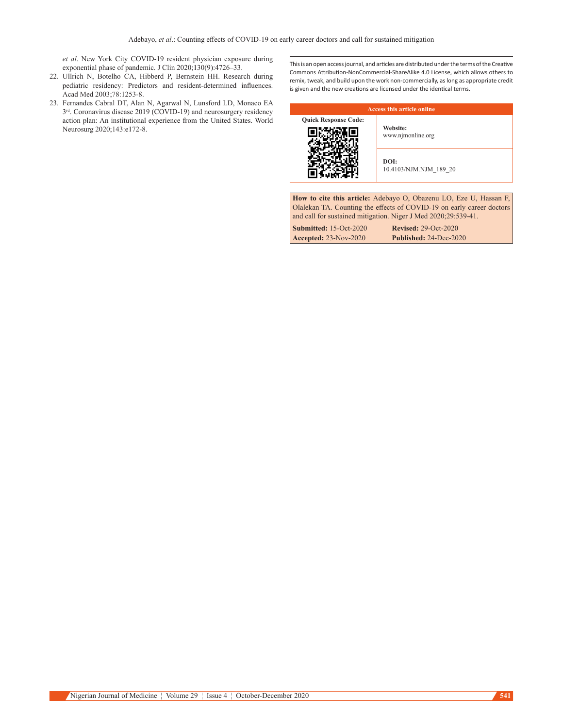*et al.* New York City COVID-19 resident physician exposure during exponential phase of pandemic. J Clin 2020;130(9):4726–33.

22. Ullrich N, Botelho CA, Hibberd P, Bernstein HH. Research during pediatric residency: Predictors and resident-determined influences. Acad Med 2003;78:1253-8.
23. Fernandes Cabral DT, Alan N, Agarwal N, Lunsford LD, Monaco EA 3rd. Coronavirus disease 2019 (COVID-19) and neurosurgery residency action plan: An institutional experience from the United States. World Neurosurg 2020;143:e172-8.

This is an open access journal, and articles are distributed under the terms of the Creative Commons Attribution-NonCommercial-ShareAlike 4.0 License, which allows others to remix, tweak, and build upon the work non-commercially, as long as appropriate credit is given and the new creations are licensed under the identical terms.

| Access this article online | |
|---|---|
| Quick Response Code: | **Website:** www.njmonline.org |
| | **DOI:** 10.4103/NJM.NJM_189_20 |

**How to cite this article:** Adebayo O, Obazenu LO, Eze U, Hassan F, Olalekan TA. Counting the effects of COVID-19 on early career doctors and call for sustained mitigation. Niger J Med 2020;29:539-41.

**Submitted:** 15-Oct-2020 **Revised:** 29-Oct-2020
**Accepted:** 23-Nov-2020 **Published:** 24-Dec-2020